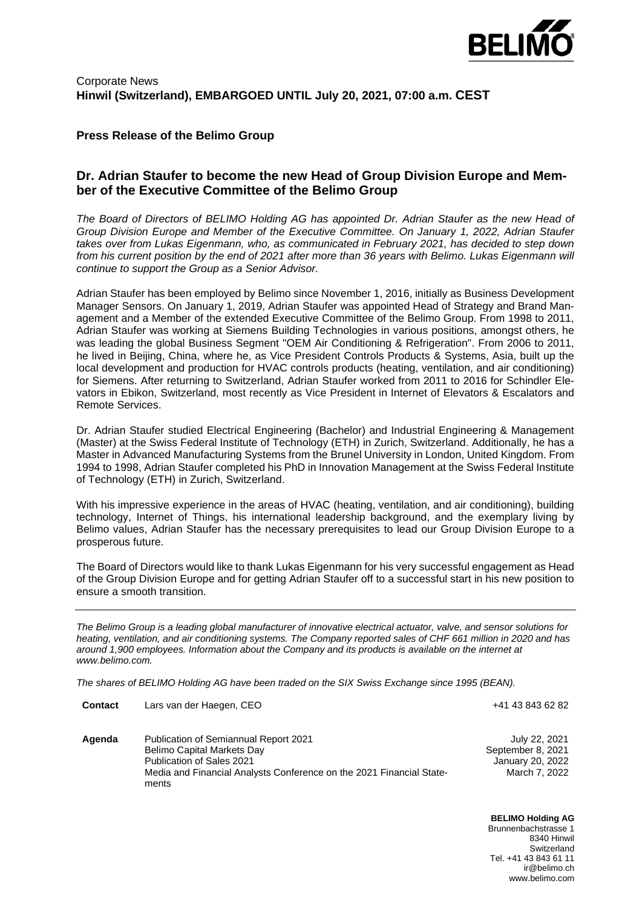Corporate News
**Hinwil (Switzerland), EMBARGOED UNTIL July 20, 2021, 07:00 a.m. CEST**

**Press Release of the Belimo Group**

## Dr. Adrian Staufer to become the new Head of Group Division Europe and Member of the Executive Committee of the Belimo Group

*The Board of Directors of BELIMO Holding AG has appointed Dr. Adrian Staufer as the new Head of Group Division Europe and Member of the Executive Committee. On January 1, 2022, Adrian Staufer takes over from Lukas Eigenmann, who, as communicated in February 2021, has decided to step down from his current position by the end of 2021 after more than 36 years with Belimo. Lukas Eigenmann will continue to support the Group as a Senior Advisor.*

Adrian Staufer has been employed by Belimo since November 1, 2016, initially as Business Development Manager Sensors. On January 1, 2019, Adrian Staufer was appointed Head of Strategy and Brand Management and a Member of the extended Executive Committee of the Belimo Group. From 1998 to 2011, Adrian Staufer was working at Siemens Building Technologies in various positions, amongst others, he was leading the global Business Segment "OEM Air Conditioning & Refrigeration". From 2006 to 2011, he lived in Beijing, China, where he, as Vice President Controls Products & Systems, Asia, built up the local development and production for HVAC controls products (heating, ventilation, and air conditioning) for Siemens. After returning to Switzerland, Adrian Staufer worked from 2011 to 2016 for Schindler Elevators in Ebikon, Switzerland, most recently as Vice President in Internet of Elevators & Escalators and Remote Services.

Dr. Adrian Staufer studied Electrical Engineering (Bachelor) and Industrial Engineering & Management (Master) at the Swiss Federal Institute of Technology (ETH) in Zurich, Switzerland. Additionally, he has a Master in Advanced Manufacturing Systems from the Brunel University in London, United Kingdom. From 1994 to 1998, Adrian Staufer completed his PhD in Innovation Management at the Swiss Federal Institute of Technology (ETH) in Zurich, Switzerland.

With his impressive experience in the areas of HVAC (heating, ventilation, and air conditioning), building technology, Internet of Things, his international leadership background, and the exemplary living by Belimo values, Adrian Staufer has the necessary prerequisites to lead our Group Division Europe to a prosperous future.

The Board of Directors would like to thank Lukas Eigenmann for his very successful engagement as Head of the Group Division Europe and for getting Adrian Staufer off to a successful start in his new position to ensure a smooth transition.

---

*The Belimo Group is a leading global manufacturer of innovative electrical actuator, valve, and sensor solutions for heating, ventilation, and air conditioning systems. The Company reported sales of CHF 661 million in 2020 and has around 1,900 employees. Information about the Company and its products is available on the internet at www.belimo.com.*

*The shares of BELIMO Holding AG have been traded on the SIX Swiss Exchange since 1995 (BEAN).*

| | | |
|---|---|---|
| **Contact** | Lars van der Haegen, CEO | +41 43 843 62 82 |
| **Agenda** | Publication of Semiannual Report 2021 | July 22, 2021 |
| | Belimo Capital Markets Day | September 8, 2021 |
| | Publication of Sales 2021 | January 20, 2022 |
| | Media and Financial Analysts Conference on the 2021 Financial Statements | March 7, 2022 |

**BELIMO Holding AG**
Brunnenbachstrasse 1
8340 Hinwil
Switzerland
Tel. +41 43 843 61 11
ir@belimo.ch
www.belimo.com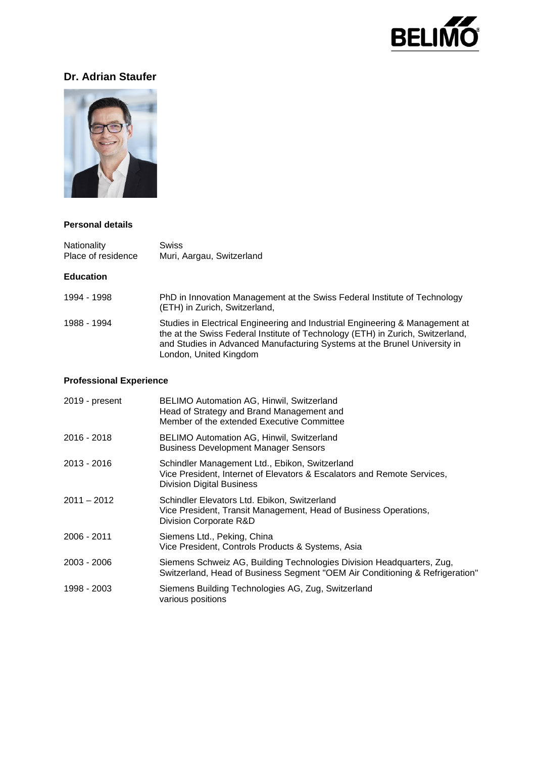# Dr. Adrian Staufer

## Personal details

| | |
|---|---|
| Nationality | Swiss |
| Place of residence | Muri, Aargau, Switzerland |

## Education

| | |
|---|---|
| 1994 - 1998 | PhD in Innovation Management at the Swiss Federal Institute of Technology (ETH) in Zurich, Switzerland, |
| 1988 - 1994 | Studies in Electrical Engineering and Industrial Engineering & Management at the at the Swiss Federal Institute of Technology (ETH) in Zurich, Switzerland, and Studies in Advanced Manufacturing Systems at the Brunel University in London, United Kingdom |

## Professional Experience

| | |
|---|---|
| 2019 - present | BELIMO Automation AG, Hinwil, Switzerland<br>Head of Strategy and Brand Management and<br>Member of the extended Executive Committee |
| 2016 - 2018 | BELIMO Automation AG, Hinwil, Switzerland<br>Business Development Manager Sensors |
| 2013 - 2016 | Schindler Management Ltd., Ebikon, Switzerland<br>Vice President, Internet of Elevators & Escalators and Remote Services, Division Digital Business |
| 2011 – 2012 | Schindler Elevators Ltd. Ebikon, Switzerland<br>Vice President, Transit Management, Head of Business Operations, Division Corporate R&D |
| 2006 - 2011 | Siemens Ltd., Peking, China<br>Vice President, Controls Products & Systems, Asia |
| 2003 - 2006 | Siemens Schweiz AG, Building Technologies Division Headquarters, Zug, Switzerland, Head of Business Segment "OEM Air Conditioning & Refrigeration" |
| 1998 - 2003 | Siemens Building Technologies AG, Zug, Switzerland<br>various positions |